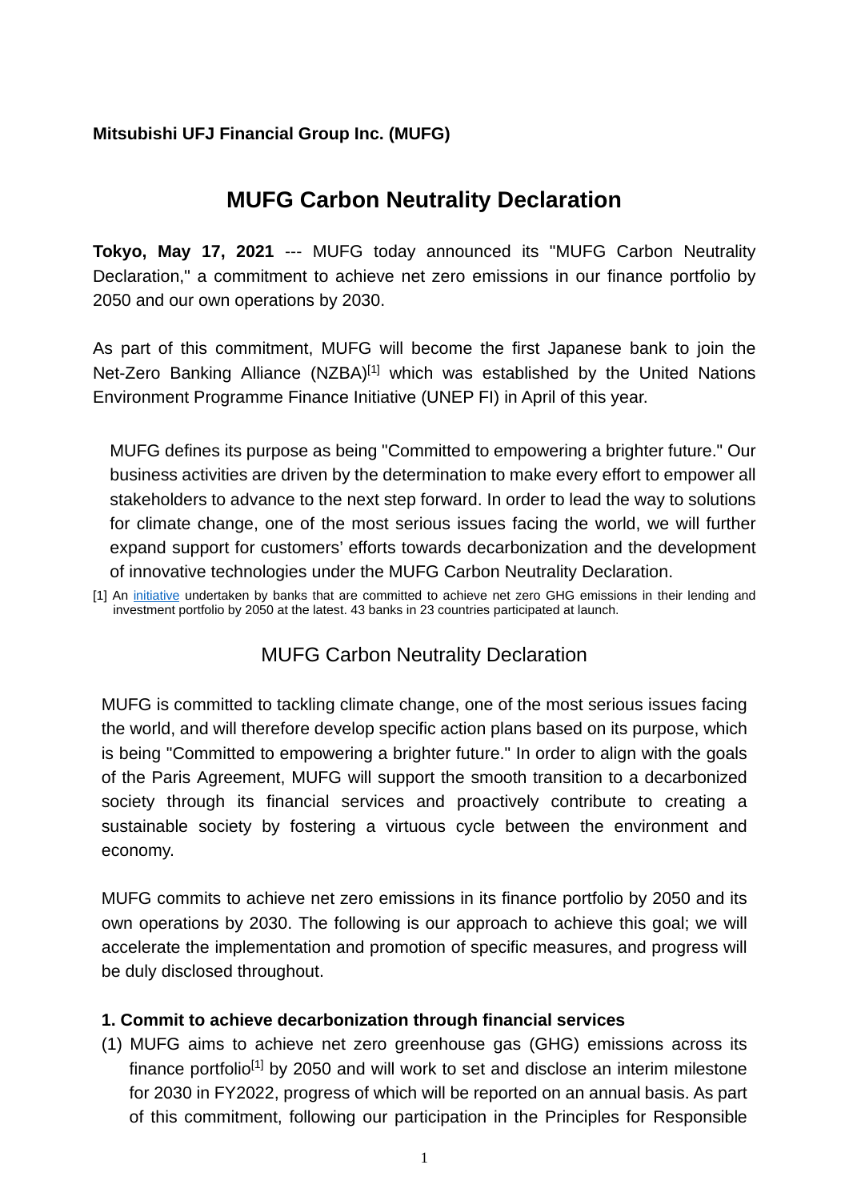**Mitsubishi UFJ Financial Group Inc. (MUFG)**

# MUFG Carbon Neutrality Declaration

**Tokyo, May 17, 2021** --- MUFG today announced its "MUFG Carbon Neutrality Declaration," a commitment to achieve net zero emissions in our finance portfolio by 2050 and our own operations by 2030.

As part of this commitment, MUFG will become the first Japanese bank to join the Net-Zero Banking Alliance (NZBA)[1] which was established by the United Nations Environment Programme Finance Initiative (UNEP FI) in April of this year.

MUFG defines its purpose as being "Committed to empowering a brighter future." Our business activities are driven by the determination to make every effort to empower all stakeholders to advance to the next step forward. In order to lead the way to solutions for climate change, one of the most serious issues facing the world, we will further expand support for customers' efforts towards decarbonization and the development of innovative technologies under the MUFG Carbon Neutrality Declaration.

[1] An initiative undertaken by banks that are committed to achieve net zero GHG emissions in their lending and investment portfolio by 2050 at the latest. 43 banks in 23 countries participated at launch.

## MUFG Carbon Neutrality Declaration

MUFG is committed to tackling climate change, one of the most serious issues facing the world, and will therefore develop specific action plans based on its purpose, which is being "Committed to empowering a brighter future." In order to align with the goals of the Paris Agreement, MUFG will support the smooth transition to a decarbonized society through its financial services and proactively contribute to creating a sustainable society by fostering a virtuous cycle between the environment and economy.

MUFG commits to achieve net zero emissions in its finance portfolio by 2050 and its own operations by 2030. The following is our approach to achieve this goal; we will accelerate the implementation and promotion of specific measures, and progress will be duly disclosed throughout.

**1. Commit to achieve decarbonization through financial services**

(1) MUFG aims to achieve net zero greenhouse gas (GHG) emissions across its finance portfolio[1] by 2050 and will work to set and disclose an interim milestone for 2030 in FY2022, progress of which will be reported on an annual basis. As part of this commitment, following our participation in the Principles for Responsible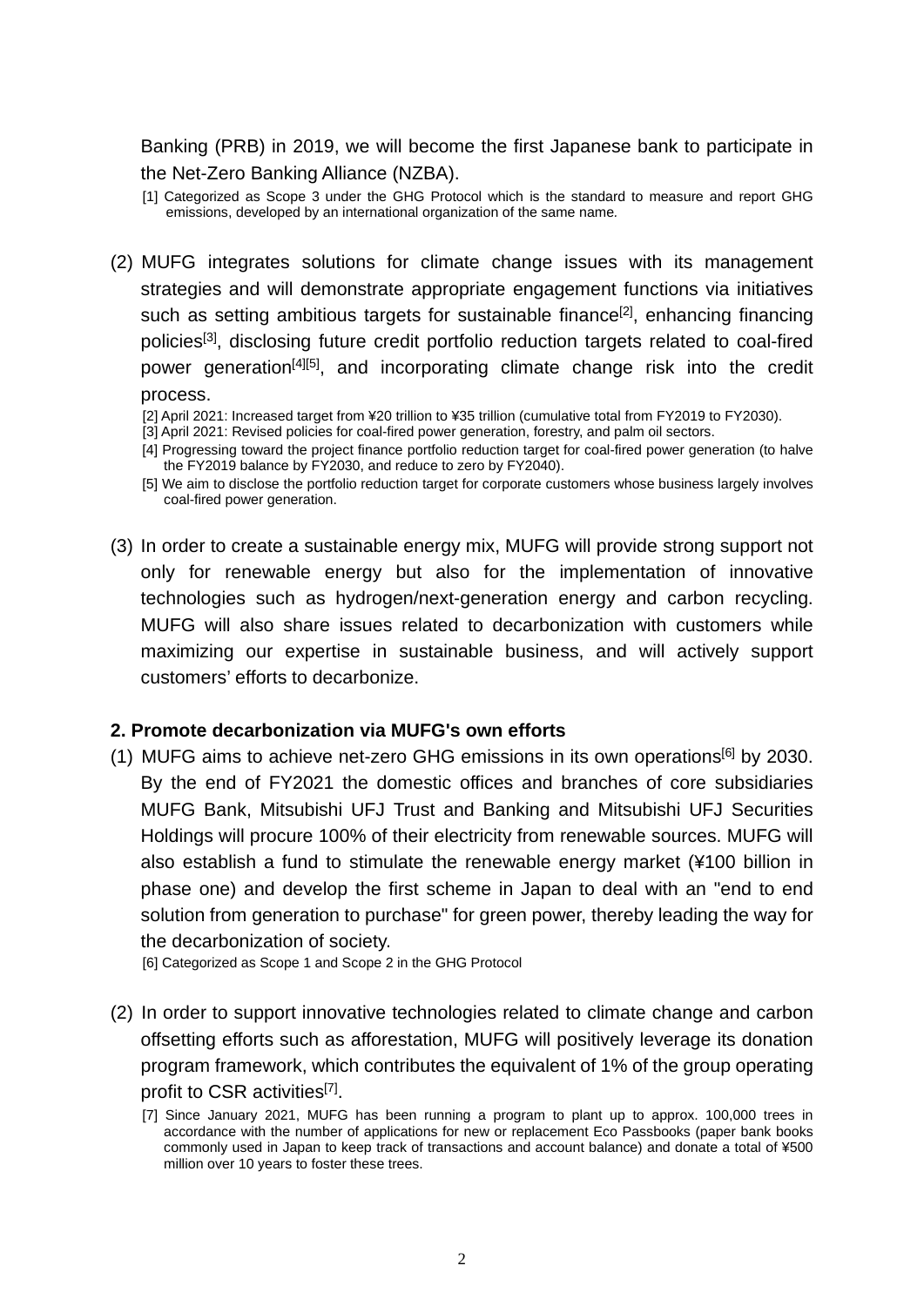Banking (PRB) in 2019, we will become the first Japanese bank to participate in the Net-Zero Banking Alliance (NZBA).

[1] Categorized as Scope 3 under the GHG Protocol which is the standard to measure and report GHG emissions, developed by an international organization of the same name.

(2) MUFG integrates solutions for climate change issues with its management strategies and will demonstrate appropriate engagement functions via initiatives such as setting ambitious targets for sustainable finance[2], enhancing financing policies[3], disclosing future credit portfolio reduction targets related to coal-fired power generation[4][5], and incorporating climate change risk into the credit process.

[2] April 2021: Increased target from ¥20 trillion to ¥35 trillion (cumulative total from FY2019 to FY2030).
[3] April 2021: Revised policies for coal-fired power generation, forestry, and palm oil sectors.
[4] Progressing toward the project finance portfolio reduction target for coal-fired power generation (to halve the FY2019 balance by FY2030, and reduce to zero by FY2040).
[5] We aim to disclose the portfolio reduction target for corporate customers whose business largely involves coal-fired power generation.

(3) In order to create a sustainable energy mix, MUFG will provide strong support not only for renewable energy but also for the implementation of innovative technologies such as hydrogen/next-generation energy and carbon recycling. MUFG will also share issues related to decarbonization with customers while maximizing our expertise in sustainable business, and will actively support customers' efforts to decarbonize.

**2. Promote decarbonization via MUFG's own efforts**

(1) MUFG aims to achieve net-zero GHG emissions in its own operations[6] by 2030. By the end of FY2021 the domestic offices and branches of core subsidiaries MUFG Bank, Mitsubishi UFJ Trust and Banking and Mitsubishi UFJ Securities Holdings will procure 100% of their electricity from renewable sources. MUFG will also establish a fund to stimulate the renewable energy market (¥100 billion in phase one) and develop the first scheme in Japan to deal with an "end to end solution from generation to purchase" for green power, thereby leading the way for the decarbonization of society.

[6] Categorized as Scope 1 and Scope 2 in the GHG Protocol

(2) In order to support innovative technologies related to climate change and carbon offsetting efforts such as afforestation, MUFG will positively leverage its donation program framework, which contributes the equivalent of 1% of the group operating profit to CSR activities[7].

[7] Since January 2021, MUFG has been running a program to plant up to approx. 100,000 trees in accordance with the number of applications for new or replacement Eco Passbooks (paper bank books commonly used in Japan to keep track of transactions and account balance) and donate a total of ¥500 million over 10 years to foster these trees.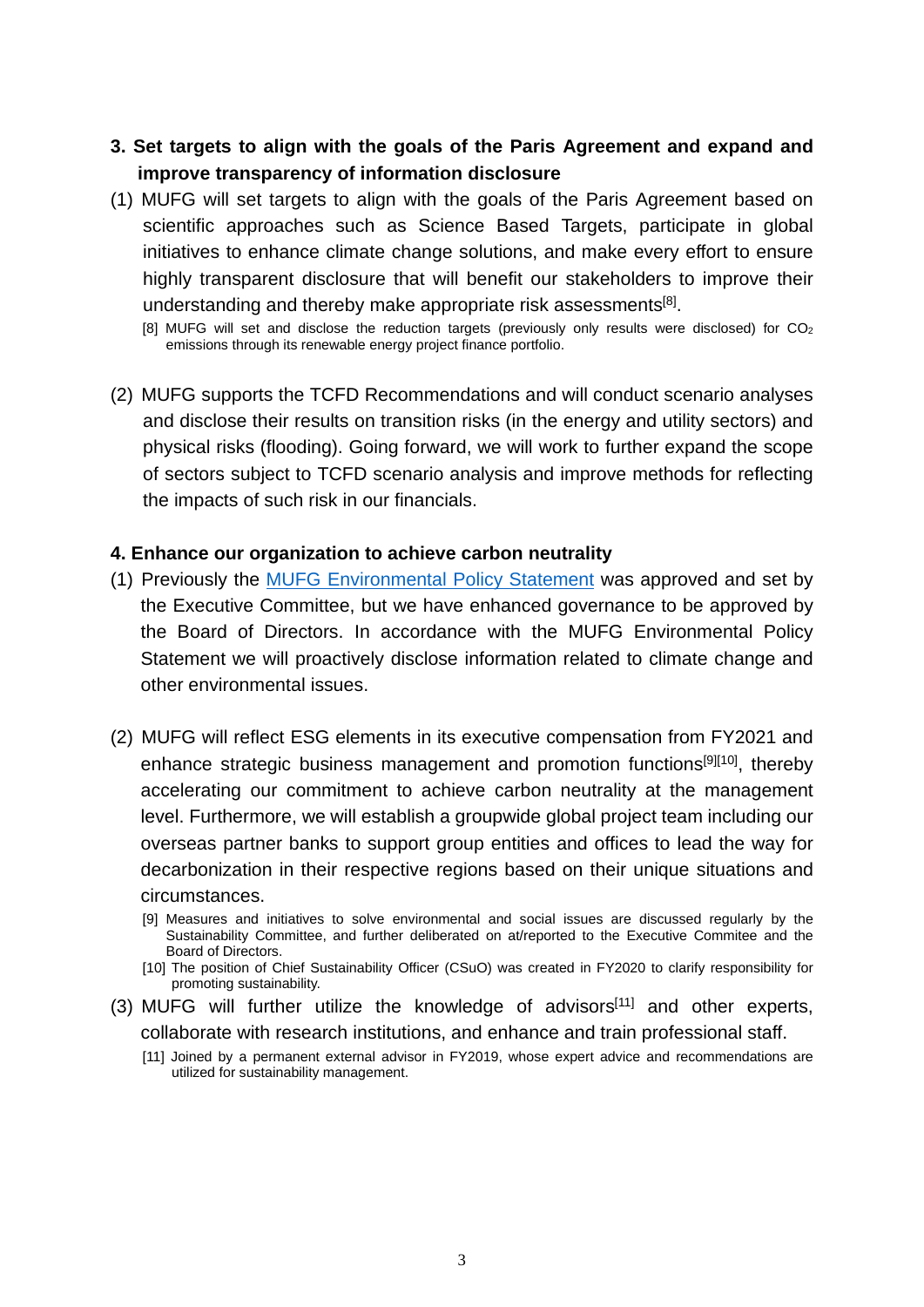## 3. Set targets to align with the goals of the Paris Agreement and expand and improve transparency of information disclosure

(1) MUFG will set targets to align with the goals of the Paris Agreement based on scientific approaches such as Science Based Targets, participate in global initiatives to enhance climate change solutions, and make every effort to ensure highly transparent disclosure that will benefit our stakeholders to improve their understanding and thereby make appropriate risk assessments[8].

[8] MUFG will set and disclose the reduction targets (previously only results were disclosed) for $CO_2$ emissions through its renewable energy project finance portfolio.

(2) MUFG supports the TCFD Recommendations and will conduct scenario analyses and disclose their results on transition risks (in the energy and utility sectors) and physical risks (flooding). Going forward, we will work to further expand the scope of sectors subject to TCFD scenario analysis and improve methods for reflecting the impacts of such risk in our financials.

## 4. Enhance our organization to achieve carbon neutrality

(1) Previously the MUFG Environmental Policy Statement was approved and set by the Executive Committee, but we have enhanced governance to be approved by the Board of Directors. In accordance with the MUFG Environmental Policy Statement we will proactively disclose information related to climate change and other environmental issues.

(2) MUFG will reflect ESG elements in its executive compensation from FY2021 and enhance strategic business management and promotion functions[9][10], thereby accelerating our commitment to achieve carbon neutrality at the management level. Furthermore, we will establish a groupwide global project team including our overseas partner banks to support group entities and offices to lead the way for decarbonization in their respective regions based on their unique situations and circumstances.

[9] Measures and initiatives to solve environmental and social issues are discussed regularly by the Sustainability Committee, and further deliberated on at/reported to the Executive Commitee and the Board of Directors.

[10] The position of Chief Sustainability Officer (CSuO) was created in FY2020 to clarify responsibility for promoting sustainability.

(3) MUFG will further utilize the knowledge of advisors[11] and other experts, collaborate with research institutions, and enhance and train professional staff.

[11] Joined by a permanent external advisor in FY2019, whose expert advice and recommendations are utilized for sustainability management.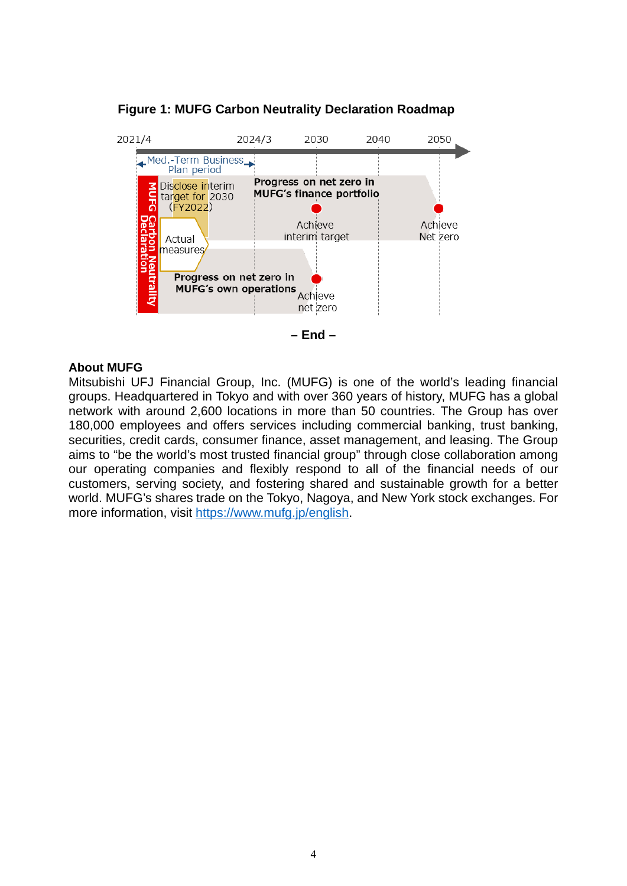**Figure 1: MUFG Carbon Neutrality Declaration Roadmap**

2021/4 — 2024/3 — 2030 — 2040 — 2050

Med.-Term Business Plan period

MUFG Carbon Neutrality Declaration

Disclose interim target for 2030 (FY2022)

Actual measures

Progress on net zero in MUFG's finance portfolio

Achieve interim target

Achieve Net zero

Progress on net zero in MUFG's own operations

Achieve net zero

**– End –**

**About MUFG**

Mitsubishi UFJ Financial Group, Inc. (MUFG) is one of the world's leading financial groups. Headquartered in Tokyo and with over 360 years of history, MUFG has a global network with around 2,600 locations in more than 50 countries. The Group has over 180,000 employees and offers services including commercial banking, trust banking, securities, credit cards, consumer finance, asset management, and leasing. The Group aims to "be the world's most trusted financial group" through close collaboration among our operating companies and flexibly respond to all of the financial needs of our customers, serving society, and fostering shared and sustainable growth for a better world. MUFG's shares trade on the Tokyo, Nagoya, and New York stock exchanges. For more information, visit https://www.mufg.jp/english.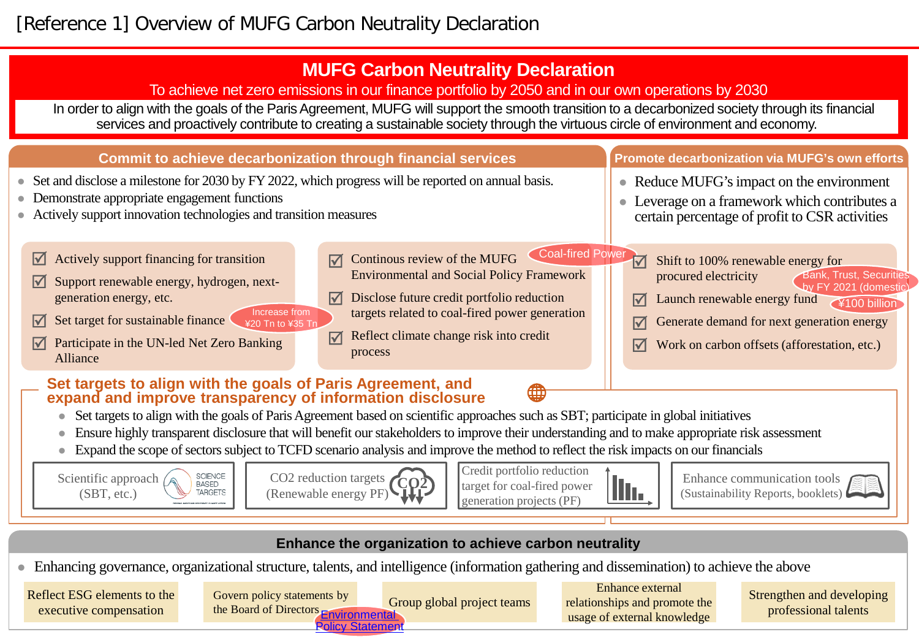# [Reference 1] Overview of MUFG Carbon Neutrality Declaration

## MUFG Carbon Neutrality Declaration

To achieve net zero emissions in our finance portfolio by 2050 and in our own operations by 2030

In order to align with the goals of the Paris Agreement, MUFG will support the smooth transition to a decarbonized society through its financial services and proactively contribute to creating a sustainable society through the virtuous circle of environment and economy.

### Commit to achieve decarbonization through financial services

- Set and disclose a milestone for 2030 by FY 2022, which progress will be reported on annual basis.
- Demonstrate appropriate engagement functions
- Actively support innovation technologies and transition measures

- ☑ Actively support financing for transition
- ☑ Support renewable energy, hydrogen, next-generation energy, etc.
- ☑ Set target for sustainable finance (Increase from ¥20 Tn to ¥35 Tn)
- ☑ Participate in the UN-led Net Zero Banking Alliance

- ☑ Continous review of the MUFG Environmental and Social Policy Framework (Coal-fired Power)
- ☑ Disclose future credit portfolio reduction targets related to coal-fired power generation
- ☑ Reflect climate change risk into credit process

### Promote decarbonization via MUFG's own efforts

- Reduce MUFG's impact on the environment
- Leverage on a framework which contributes a certain percentage of profit to CSR activities

- ☑ Shift to 100% renewable energy for procured electricity (Bank, Trust, Securities by FY 2021 (domestic))
- ☑ Launch renewable energy fund (¥100 billion)
- ☑ Generate demand for next generation energy
- ☑ Work on carbon offsets (afforestation, etc.)

### Set targets to align with the goals of Paris Agreement, and expand and improve transparency of information disclosure

- Set targets to align with the goals of Paris Agreement based on scientific approaches such as SBT; participate in global initiatives
- Ensure highly transparent disclosure that will benefit our stakeholders to improve their understanding and to make appropriate risk assessment
- Expand the scope of sectors subject to TCFD scenario analysis and improve the method to reflect the risk impacts on our financials

- Scientific approach (SBT, etc.) — SCIENCE BASED TARGETS
- $CO_2$ reduction targets (Renewable energy PF)
- Credit portfolio reduction target for coal-fired power generation projects (PF)
- Enhance communication tools (Sustainability Reports, booklets)

### Enhance the organization to achieve carbon neutrality

- Enhancing governance, organizational structure, talents, and intelligence (information gathering and dissemination) to achieve the above

- Reflect ESG elements to the executive compensation
- Govern policy statements by the Board of Directors (Environmental Policy Statement)
- Group global project teams
- Enhance external relationships and promote the usage of external knowledge
- Strengthen and developing professional talents